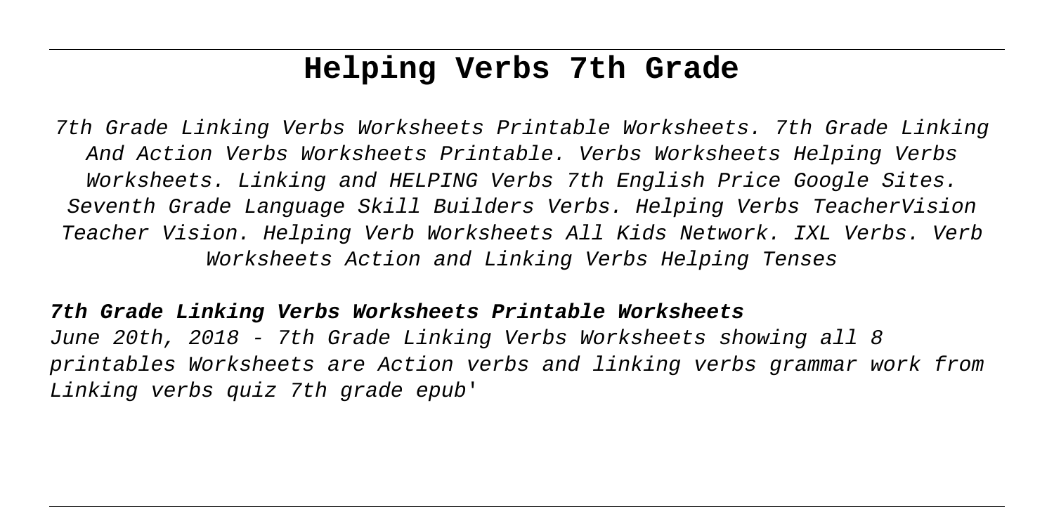# Helping Verbs 7th Grade

7th Grade Linking Verbs Worksheets Printable Worksheets. 7th Grade Linking And Action Verbs Worksheets Printable. Verbs Worksheets Helping Verbs Worksheets. Linking and HELPING Verbs 7th English Price Google Sites. Seventh Grade Language Skill Builders Verbs. Helping Verbs TeacherVision Teacher Vision. Helping Verb Worksheets All Kids Network. IXL Verbs. Verb Worksheets Action and Linking Verbs Helping Tenses

**7th Grade Linking Verbs Worksheets Printable Worksheets**

*June 20th, 2018 - 7th Grade Linking Verbs Worksheets showing all 8 printables Worksheets are Action verbs and linking verbs grammar work from Linking verbs quiz 7th grade epub'*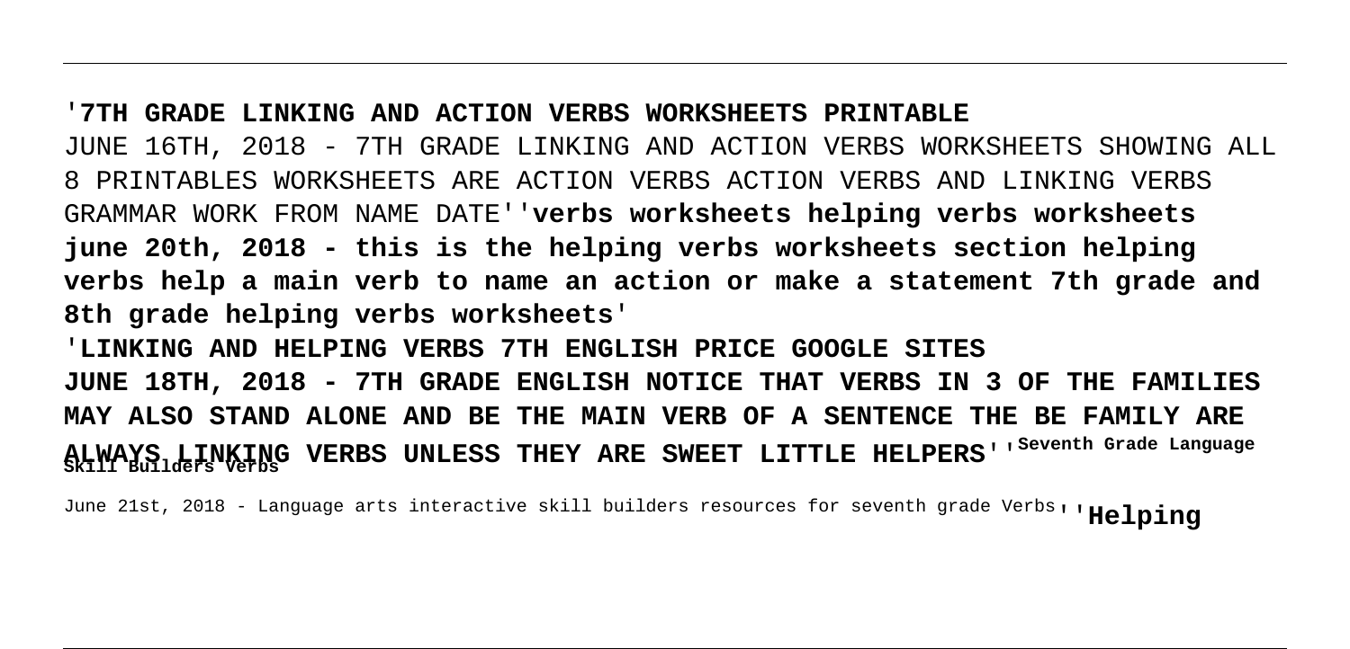'**7TH GRADE LINKING AND ACTION VERBS WORKSHEETS PRINTABLE**
JUNE 16TH, 2018 - 7TH GRADE LINKING AND ACTION VERBS WORKSHEETS SHOWING ALL 8 PRINTABLES WORKSHEETS ARE ACTION VERBS ACTION VERBS AND LINKING VERBS GRAMMAR WORK FROM NAME DATE''**verbs worksheets helping verbs worksheets june 20th, 2018 - this is the helping verbs worksheets section helping verbs help a main verb to name an action or make a statement 7th grade and 8th grade helping verbs worksheets**'

'**LINKING AND HELPING VERBS 7TH ENGLISH PRICE GOOGLE SITES JUNE 18TH, 2018 - 7TH GRADE ENGLISH NOTICE THAT VERBS IN 3 OF THE FAMILIES MAY ALSO STAND ALONE AND BE THE MAIN VERB OF A SENTENCE THE BE FAMILY ARE ALWAYS LINKING VERBS UNLESS THEY ARE SWEET LITTLE HELPERS**''**Seventh Grade Language Skill Builders Verbs**

June 21st, 2018 - Language arts interactive skill builders resources for seventh grade Verbs''**Helping**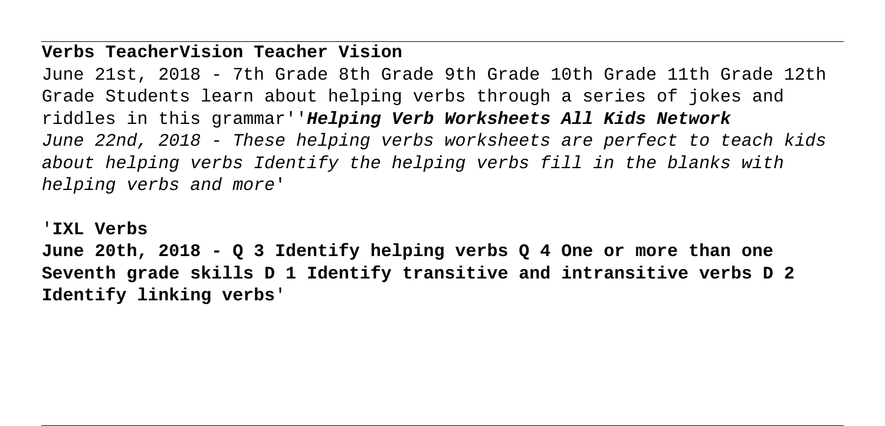**Verbs TeacherVision Teacher Vision**

June 21st, 2018 - 7th Grade 8th Grade 9th Grade 10th Grade 11th Grade 12th Grade Students learn about helping verbs through a series of jokes and riddles in this grammar''***Helping Verb Worksheets All Kids Network***
*June 22nd, 2018 - These helping verbs worksheets are perfect to teach kids about helping verbs Identify the helping verbs fill in the blanks with helping verbs and more'*

'**IXL Verbs**

**June 20th, 2018 - Q 3 Identify helping verbs Q 4 One or more than one Seventh grade skills D 1 Identify transitive and intransitive verbs D 2 Identify linking verbs'**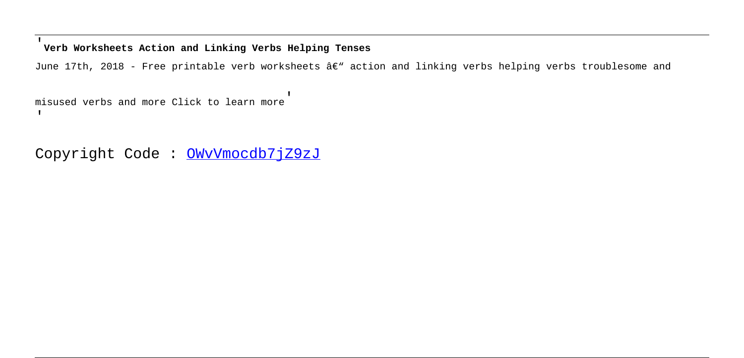'**Verb Worksheets Action and Linking Verbs Helping Tenses**

June 17th, 2018 - Free printable verb worksheets â€“ action and linking verbs helping verbs troublesome and misused verbs and more Click to learn more'
'

Copyright Code : OWvVmocdb7jZ9zJ